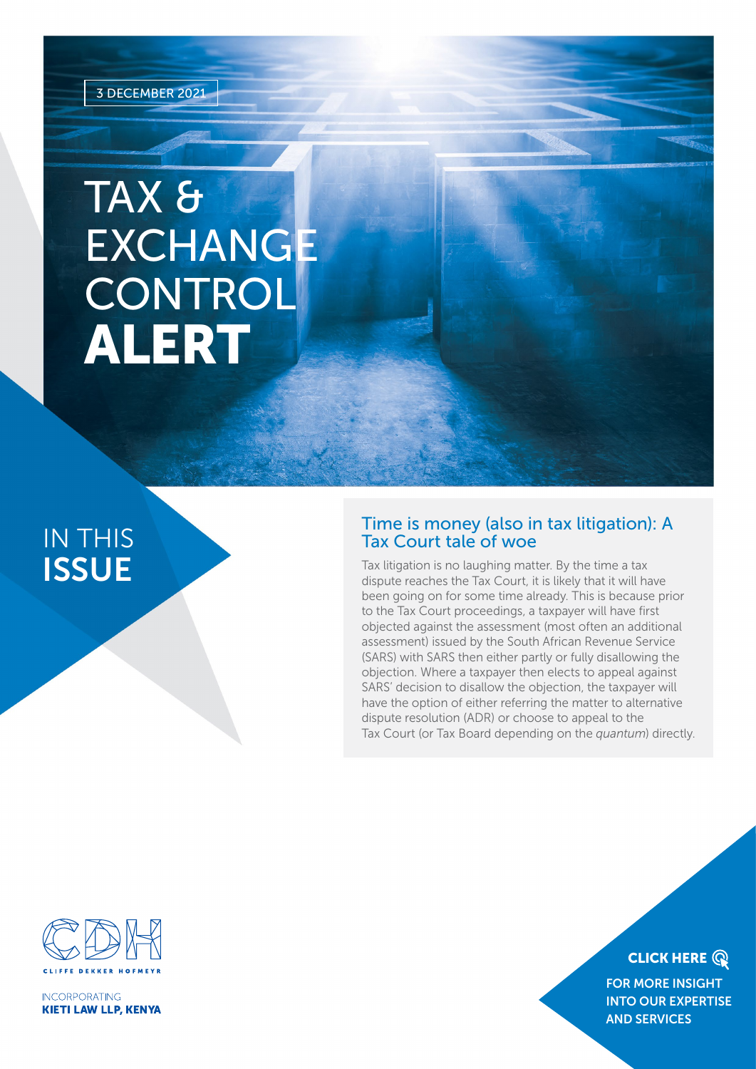3 DECEMBER 2021

# TAX & EXCHANGE CONTROL **ALERT**

## IN THIS **ISSUE**

### Time is money (also in tax litigation): A Tax Court tale of woe

Tax litigation is no laughing matter. By the time a tax dispute reaches the Tax Court, it is likely that it will have been going on for some time already. This is because prior to the Tax Court proceedings, a taxpayer will have first objected against the assessment (most often an additional assessment) issued by the South African Revenue Service (SARS) with SARS then either partly or fully disallowing the objection. Where a taxpayer then elects to appeal against SARS' decision to disallow the objection, the taxpayer will have the option of either referring the matter to alternative dispute resolution (ADR) or choose to appeal to the Tax Court (or Tax Board depending on the *quantum*) directly.

CLIFFE DEKKER HOFMEYR

INCORPORATING
**KIETI LAW LLP, KENYA**

**CLICK HERE**

**FOR MORE INSIGHT INTO OUR EXPERTISE AND SERVICES**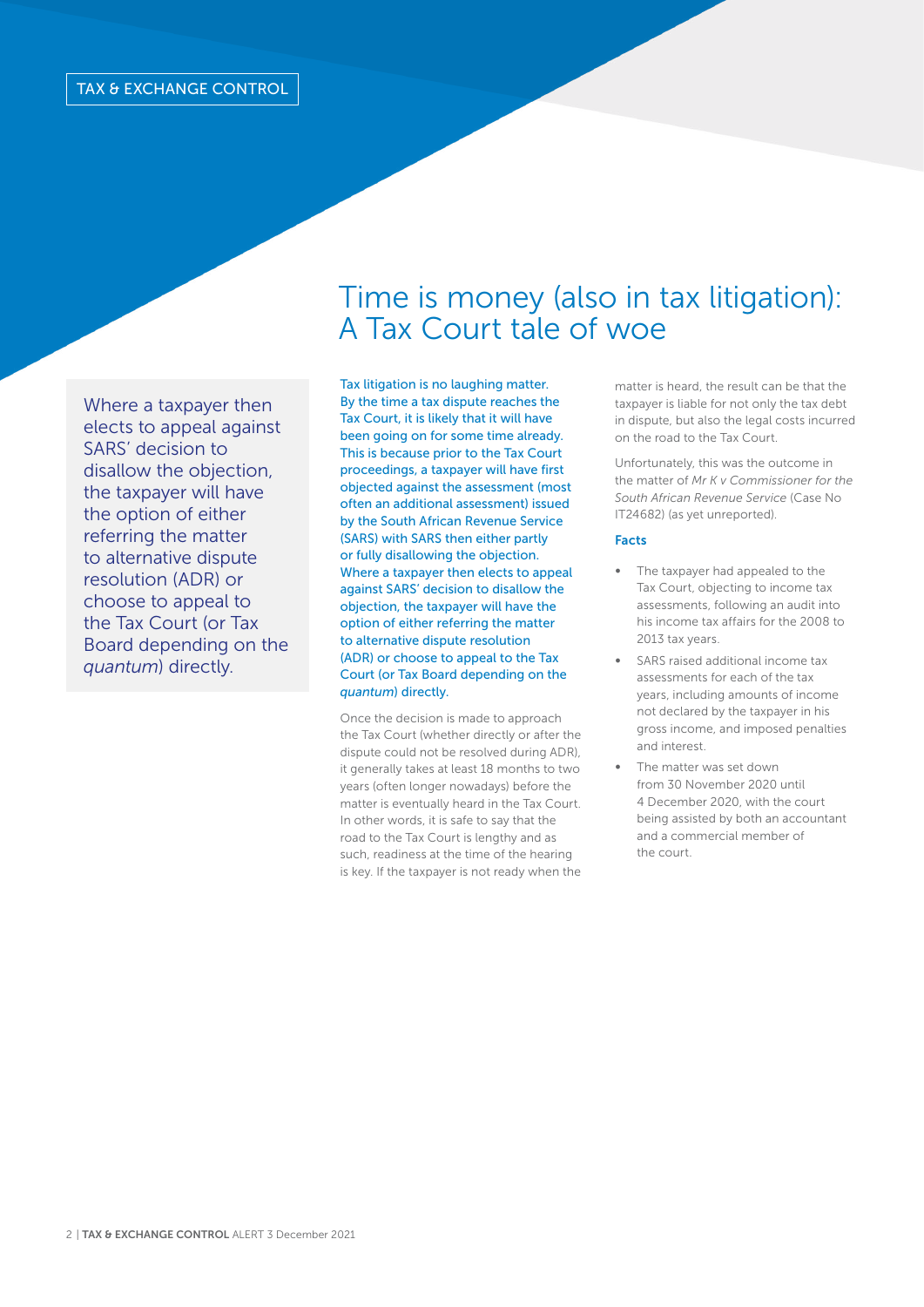TAX & EXCHANGE CONTROL

# Time is money (also in tax litigation): A Tax Court tale of woe

> Where a taxpayer then elects to appeal against SARS' decision to disallow the objection, the taxpayer will have the option of either referring the matter to alternative dispute resolution (ADR) or choose to appeal to the Tax Court (or Tax Board depending on the *quantum*) directly.

Tax litigation is no laughing matter. By the time a tax dispute reaches the Tax Court, it is likely that it will have been going on for some time already. This is because prior to the Tax Court proceedings, a taxpayer will have first objected against the assessment (most often an additional assessment) issued by the South African Revenue Service (SARS) with SARS then either partly or fully disallowing the objection. Where a taxpayer then elects to appeal against SARS' decision to disallow the objection, the taxpayer will have the option of either referring the matter to alternative dispute resolution (ADR) or choose to appeal to the Tax Court (or Tax Board depending on the *quantum*) directly.

Once the decision is made to approach the Tax Court (whether directly or after the dispute could not be resolved during ADR), it generally takes at least 18 months to two years (often longer nowadays) before the matter is eventually heard in the Tax Court. In other words, it is safe to say that the road to the Tax Court is lengthy and as such, readiness at the time of the hearing is key. If the taxpayer is not ready when the matter is heard, the result can be that the taxpayer is liable for not only the tax debt in dispute, but also the legal costs incurred on the road to the Tax Court.

Unfortunately, this was the outcome in the matter of *Mr K v Commissioner for the South African Revenue Service* (Case No IT24682) (as yet unreported).

### Facts

- The taxpayer had appealed to the Tax Court, objecting to income tax assessments, following an audit into his income tax affairs for the 2008 to 2013 tax years.
- SARS raised additional income tax assessments for each of the tax years, including amounts of income not declared by the taxpayer in his gross income, and imposed penalties and interest.
- The matter was set down from 30 November 2020 until 4 December 2020, with the court being assisted by both an accountant and a commercial member of the court.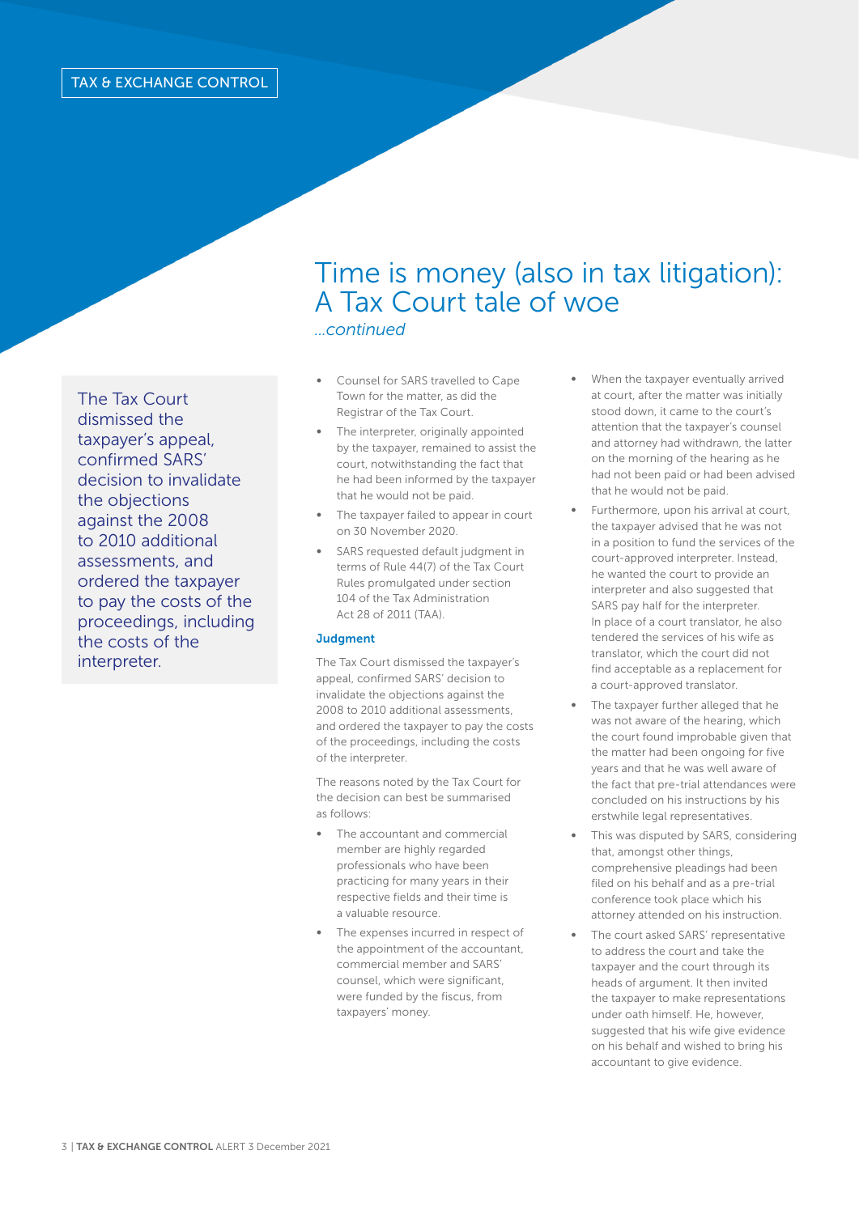TAX & EXCHANGE CONTROL

# Time is money (also in tax litigation): A Tax Court tale of woe

*...continued*

The Tax Court dismissed the taxpayer's appeal, confirmed SARS' decision to invalidate the objections against the 2008 to 2010 additional assessments, and ordered the taxpayer to pay the costs of the proceedings, including the costs of the interpreter.

- Counsel for SARS travelled to Cape Town for the matter, as did the Registrar of the Tax Court.
- The interpreter, originally appointed by the taxpayer, remained to assist the court, notwithstanding the fact that he had been informed by the taxpayer that he would not be paid.
- The taxpayer failed to appear in court on 30 November 2020.
- SARS requested default judgment in terms of Rule 44(7) of the Tax Court Rules promulgated under section 104 of the Tax Administration Act 28 of 2011 (TAA).

### Judgment

The Tax Court dismissed the taxpayer's appeal, confirmed SARS' decision to invalidate the objections against the 2008 to 2010 additional assessments, and ordered the taxpayer to pay the costs of the proceedings, including the costs of the interpreter.

The reasons noted by the Tax Court for the decision can best be summarised as follows:

- The accountant and commercial member are highly regarded professionals who have been practicing for many years in their respective fields and their time is a valuable resource.
- The expenses incurred in respect of the appointment of the accountant, commercial member and SARS' counsel, which were significant, were funded by the fiscus, from taxpayers' money.
- When the taxpayer eventually arrived at court, after the matter was initially stood down, it came to the court's attention that the taxpayer's counsel and attorney had withdrawn, the latter on the morning of the hearing as he had not been paid or had been advised that he would not be paid.
- Furthermore, upon his arrival at court, the taxpayer advised that he was not in a position to fund the services of the court-approved interpreter. Instead, he wanted the court to provide an interpreter and also suggested that SARS pay half for the interpreter. In place of a court translator, he also tendered the services of his wife as translator, which the court did not find acceptable as a replacement for a court-approved translator.
- The taxpayer further alleged that he was not aware of the hearing, which the court found improbable given that the matter had been ongoing for five years and that he was well aware of the fact that pre-trial attendances were concluded on his instructions by his erstwhile legal representatives.
- This was disputed by SARS, considering that, amongst other things, comprehensive pleadings had been filed on his behalf and as a pre-trial conference took place which his attorney attended on his instruction.
- The court asked SARS' representative to address the court and take the taxpayer and the court through its heads of argument. It then invited the taxpayer to make representations under oath himself. He, however, suggested that his wife give evidence on his behalf and wished to bring his accountant to give evidence.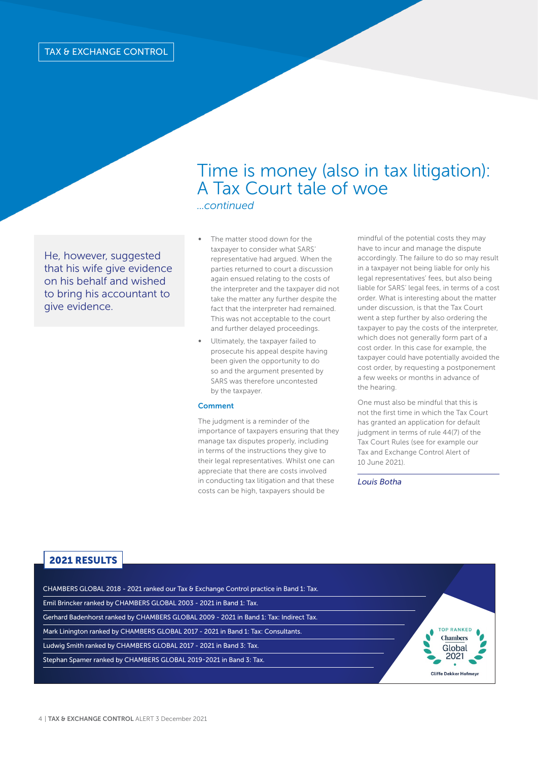# Time is money (also in tax litigation): A Tax Court tale of woe

*...continued*

> He, however, suggested that his wife give evidence on his behalf and wished to bring his accountant to give evidence.

- The matter stood down for the taxpayer to consider what SARS' representative had argued. When the parties returned to court a discussion again ensued relating to the costs of the interpreter and the taxpayer did not take the matter any further despite the fact that the interpreter had remained. This was not acceptable to the court and further delayed proceedings.
- Ultimately, the taxpayer failed to prosecute his appeal despite having been given the opportunity to do so and the argument presented by SARS was therefore uncontested by the taxpayer.

### Comment

The judgment is a reminder of the importance of taxpayers ensuring that they manage tax disputes properly, including in terms of the instructions they give to their legal representatives. Whilst one can appreciate that there are costs involved in conducting tax litigation and that these costs can be high, taxpayers should be mindful of the potential costs they may have to incur and manage the dispute accordingly. The failure to do so may result in a taxpayer not being liable for only his legal representatives' fees, but also being liable for SARS' legal fees, in terms of a cost order. What is interesting about the matter under discussion, is that the Tax Court went a step further by also ordering the taxpayer to pay the costs of the interpreter, which does not generally form part of a cost order. In this case for example, the taxpayer could have potentially avoided the cost order, by requesting a postponement a few weeks or months in advance of the hearing.

One must also be mindful that this is not the first time in which the Tax Court has granted an application for default judgment in terms of rule 44(7) of the Tax Court Rules (see for example our Tax and Exchange Control Alert of 10 June 2021).

*Louis Botha*

## 2021 RESULTS

CHAMBERS GLOBAL 2018 - 2021 ranked our Tax & Exchange Control practice in Band 1: Tax.

Emil Brincker ranked by CHAMBERS GLOBAL 2003 - 2021 in Band 1: Tax.

Gerhard Badenhorst ranked by CHAMBERS GLOBAL 2009 - 2021 in Band 1: Tax: Indirect Tax.

Mark Linington ranked by CHAMBERS GLOBAL 2017 - 2021 in Band 1: Tax: Consultants.

Ludwig Smith ranked by CHAMBERS GLOBAL 2017 - 2021 in Band 3: Tax.

Stephan Spamer ranked by CHAMBERS GLOBAL 2019-2021 in Band 3: Tax.

TOP RANKED Chambers Global 2021 Cliffe Dekker Hofmeyr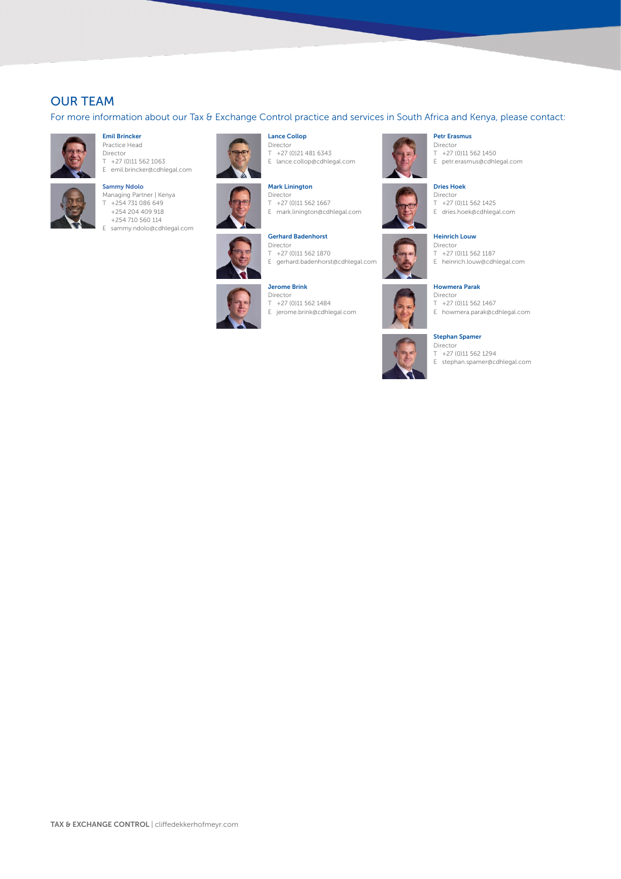## OUR TEAM

For more information about our Tax & Exchange Control practice and services in South Africa and Kenya, please contact:

**Emil Brincker**
Practice Head
Director
T +27 (0)11 562 1063
E emil.brincker@cdhlegal.com

**Sammy Ndolo**
Managing Partner | Kenya
T +254 731 086 649
+254 204 409 918
+254 710 560 114
E sammy.ndolo@cdhlegal.com

**Lance Collop**
Director
T +27 (0)21 481 6343
E lance.collop@cdhlegal.com

**Mark Linington**
Director
T +27 (0)11 562 1667
E mark.linington@cdhlegal.com

**Gerhard Badenhorst**
Director
T +27 (0)11 562 1870
E gerhard.badenhorst@cdhlegal.com

**Jerome Brink**
Director
T +27 (0)11 562 1484
E jerome.brink@cdhlegal.com

**Petr Erasmus**
Director
T +27 (0)11 562 1450
E petr.erasmus@cdhlegal.com

**Dries Hoek**
Director
T +27 (0)11 562 1425
E dries.hoek@cdhlegal.com

**Heinrich Louw**
Director
T +27 (0)11 562 1187
E heinrich.louw@cdhlegal.com

**Howmera Parak**
Director
T +27 (0)11 562 1467
E howmera.parak@cdhlegal.com

**Stephan Spamer**
Director
T +27 (0)11 562 1294
E stephan.spamer@cdhlegal.com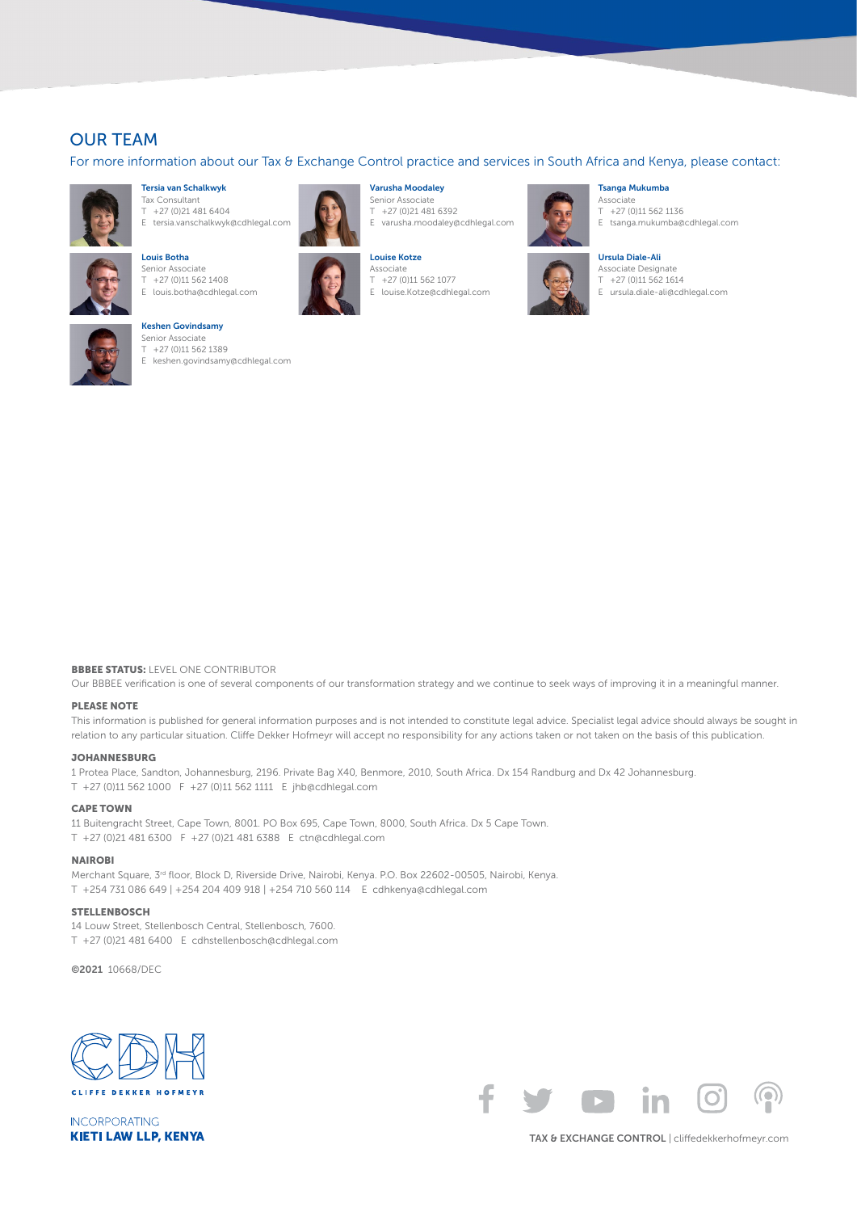# OUR TEAM

For more information about our Tax & Exchange Control practice and services in South Africa and Kenya, please contact:

**Tersia van Schalkwyk**
Tax Consultant
T +27 (0)21 481 6404
E tersia.vanschalkwyk@cdhlegal.com

**Louis Botha**
Senior Associate
T +27 (0)11 562 1408
E louis.botha@cdhlegal.com

**Keshen Govindsamy**
Senior Associate
T +27 (0)11 562 1389
E keshen.govindsamy@cdhlegal.com

**Varusha Moodaley**
Senior Associate
T +27 (0)21 481 6392
E varusha.moodaley@cdhlegal.com

**Louise Kotze**
Associate
T +27 (0)11 562 1077
E louise.Kotze@cdhlegal.com

**Tsanga Mukumba**
Associate
T +27 (0)11 562 1136
E tsanga.mukumba@cdhlegal.com

**Ursula Diale-Ali**
Associate Designate
T +27 (0)11 562 1614
E ursula.diale-ali@cdhlegal.com

**BBBEE STATUS:** LEVEL ONE CONTRIBUTOR

Our BBBEE verification is one of several components of our transformation strategy and we continue to seek ways of improving it in a meaningful manner.

**PLEASE NOTE**

This information is published for general information purposes and is not intended to constitute legal advice. Specialist legal advice should always be sought in relation to any particular situation. Cliffe Dekker Hofmeyr will accept no responsibility for any actions taken or not taken on the basis of this publication.

**JOHANNESBURG**

1 Protea Place, Sandton, Johannesburg, 2196. Private Bag X40, Benmore, 2010, South Africa. Dx 154 Randburg and Dx 42 Johannesburg.
T +27 (0)11 562 1000 F +27 (0)11 562 1111 E jhb@cdhlegal.com

**CAPE TOWN**

11 Buitengracht Street, Cape Town, 8001. PO Box 695, Cape Town, 8000, South Africa. Dx 5 Cape Town.
T +27 (0)21 481 6300 F +27 (0)21 481 6388 E ctn@cdhlegal.com

**NAIROBI**

Merchant Square, 3rd floor, Block D, Riverside Drive, Nairobi, Kenya. P.O. Box 22602-00505, Nairobi, Kenya.
T +254 731 086 649 | +254 204 409 918 | +254 710 560 114 E cdhkenya@cdhlegal.com

**STELLENBOSCH**

14 Louw Street, Stellenbosch Central, Stellenbosch, 7600.
T +27 (0)21 481 6400 E cdhstellenbosch@cdhlegal.com

**©2021** 10668/DEC

CLIFFE DEKKER HOFMEYR

INCORPORATING
**KIETI LAW LLP, KENYA**

**TAX & EXCHANGE CONTROL** | cliffedekkerhofmeyr.com